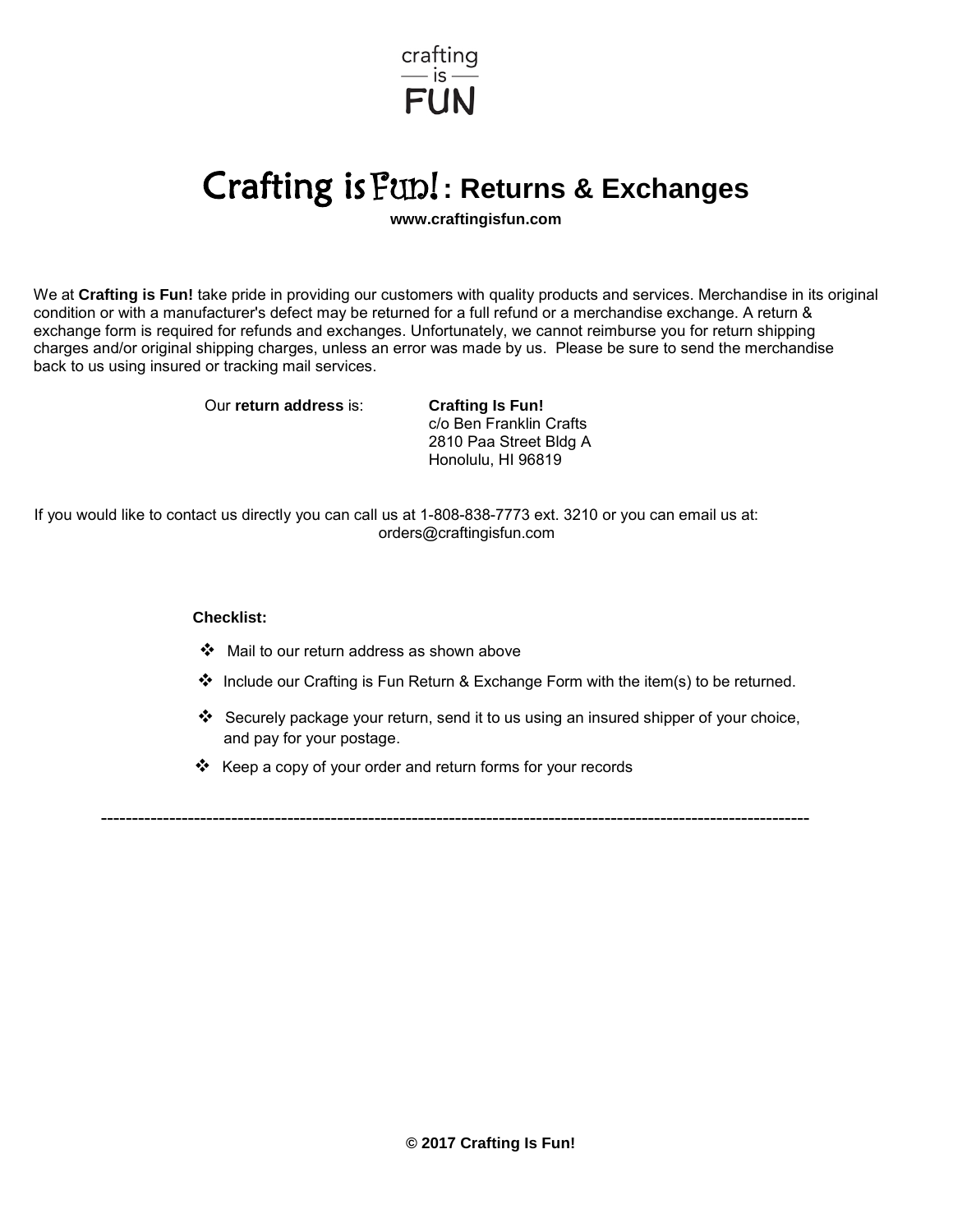crafting
— is —
FUN

# Crafting is Fun! : Returns & Exchanges

**www.craftingisfun.com**

We at **Crafting is Fun!** take pride in providing our customers with quality products and services. Merchandise in its original condition or with a manufacturer's defect may be returned for a full refund or a merchandise exchange. A return & exchange form is required for refunds and exchanges. Unfortunately, we cannot reimburse you for return shipping charges and/or original shipping charges, unless an error was made by us. Please be sure to send the merchandise back to us using insured or tracking mail services.

Our **return address** is:

**Crafting Is Fun!**
c/o Ben Franklin Crafts
2810 Paa Street Bldg A
Honolulu, HI 96819

If you would like to contact us directly you can call us at 1-808-838-7773 ext. 3210 or you can email us at: orders@craftingisfun.com

**Checklist:**

- Mail to our return address as shown above
- Include our Crafting is Fun Return & Exchange Form with the item(s) to be returned.
- Securely package your return, send it to us using an insured shipper of your choice, and pay for your postage.
- Keep a copy of your order and return forms for your records

---

**© 2017 Crafting Is Fun!**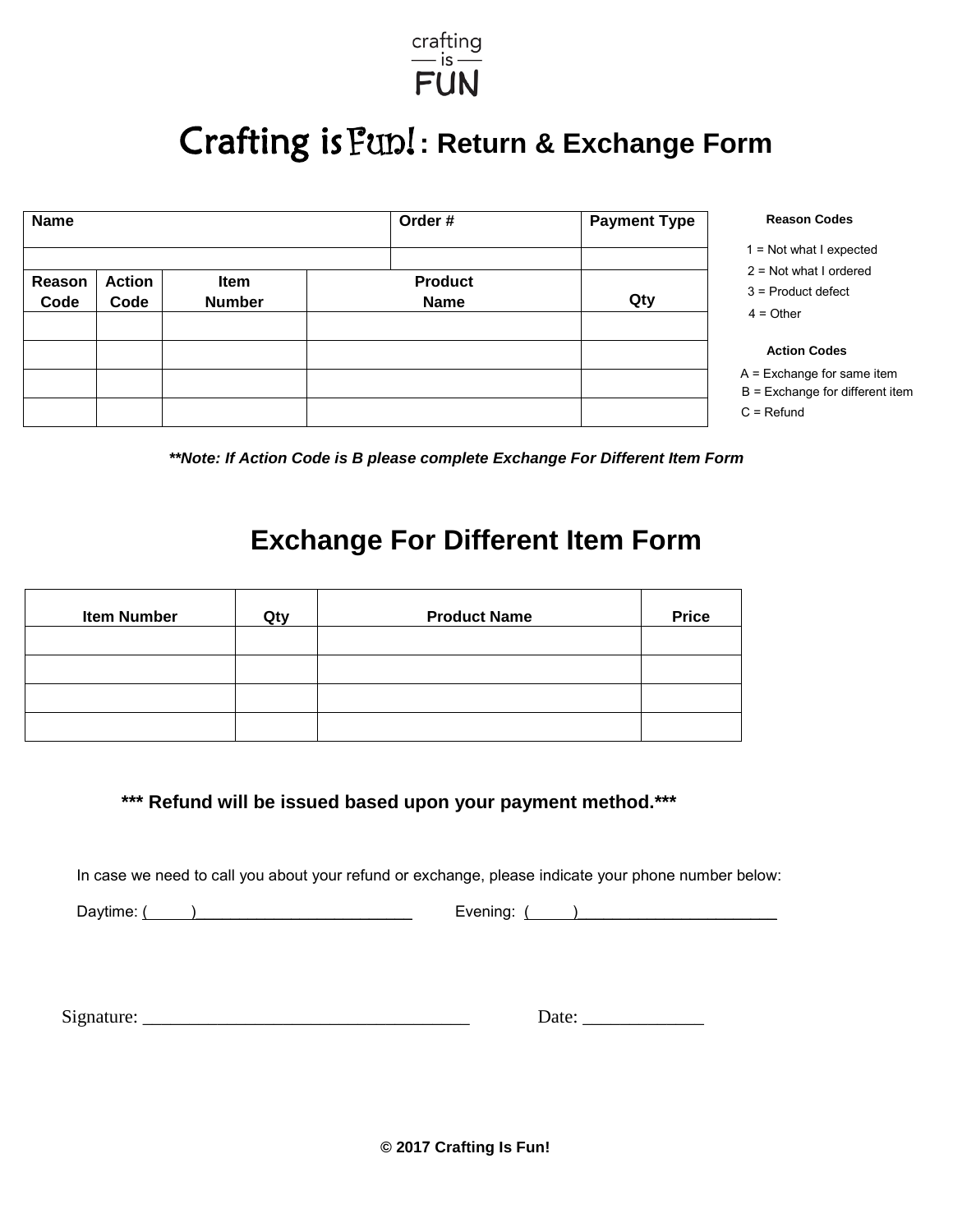crafting
— is —
FUN

# Crafting is Fun!: Return & Exchange Form

| Name | | | Order # | Payment Type |
|---|---|---|---|---|
| | | | | |
| **Reason Code** | **Action Code** | **Item Number** | **Product Name** | **Qty** |
| | | | | |
| | | | | |
| | | | | |
| | | | | |

**Reason Codes**

1 = Not what I expected
2 = Not what I ordered
3 = Product defect
4 = Other

**Action Codes**

A = Exchange for same item
B = Exchange for different item
C = Refund

***\*\*Note: If Action Code is B please complete Exchange For Different Item Form***

## Exchange For Different Item Form

| Item Number | Qty | Product Name | Price |
|---|---|---|---|
| | | | |
| | | | |
| | | | |
| | | | |

**\*\*\* Refund will be issued based upon your payment method.\*\*\***

In case we need to call you about your refund or exchange, please indicate your phone number below:

Daytime: (     )________________________     Evening: (     )________________________

Signature: ___________________________________     Date: _____________

**© 2017 Crafting Is Fun!**